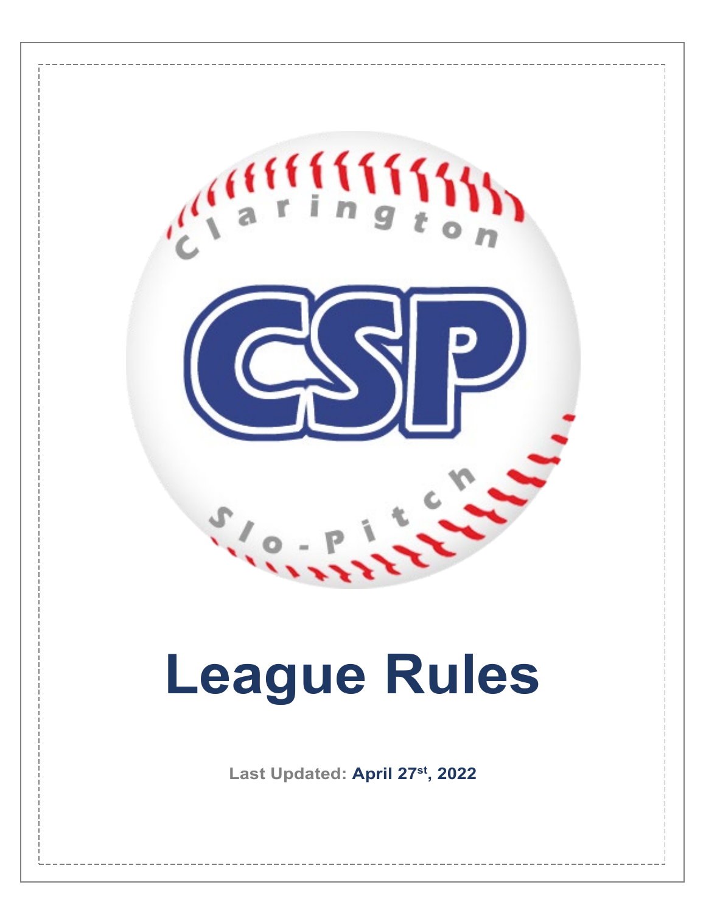# League Rules

**Last Updated: April 27st, 2022**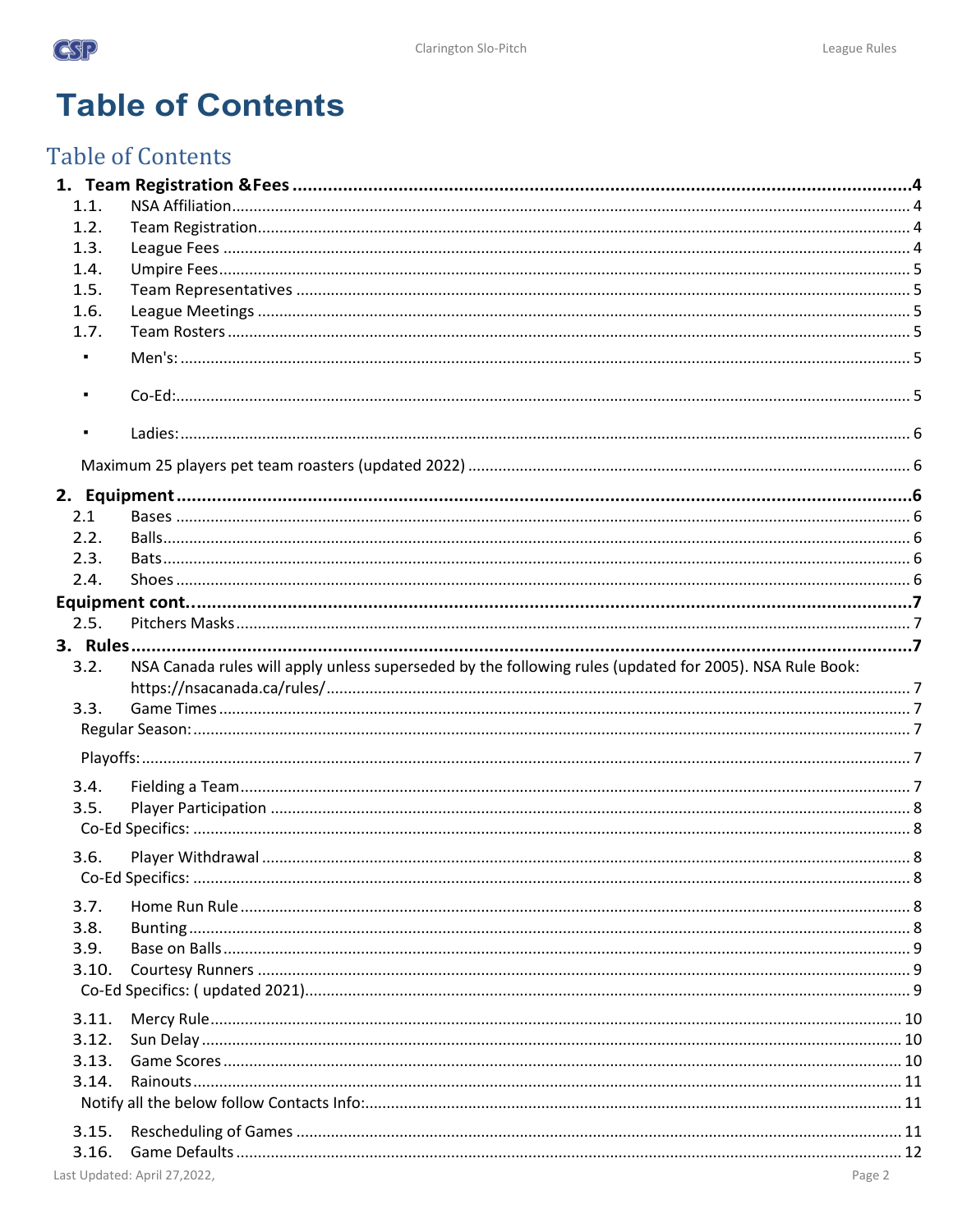# Table of Contents

## Table of Contents

**1. Team Registration &Fees .......... 4**

- 1.1. NSA Affiliation .......... 4
- 1.2. Team Registration .......... 4
- 1.3. League Fees .......... 4
- 1.4. Umpire Fees .......... 5
- 1.5. Team Representatives .......... 5
- 1.6. League Meetings .......... 5
- 1.7. Team Rosters .......... 5
  - ▪ Men's: .......... 5
  - ▪ Co-Ed: .......... 5
  - ▪ Ladies: .......... 6
- Maximum 25 players pet team roasters (updated 2022) .......... 6

**2. Equipment .......... 6**

- 2.1 Bases .......... 6
- 2.2. Balls .......... 6
- 2.3. Bats .......... 6
- 2.4. Shoes .......... 6

**Equipment cont. .......... 7**

- 2.5. Pitchers Masks .......... 7

**3. Rules .......... 7**

- 3.2. NSA Canada rules will apply unless superseded by the following rules (updated for 2005). NSA Rule Book: https://nsacanada.ca/rules/ .......... 7
- 3.3. Game Times .......... 7
  - Regular Season: .......... 7
  - Playoffs: .......... 7
- 3.4. Fielding a Team .......... 7
- 3.5. Player Participation .......... 8
  - Co-Ed Specifics: .......... 8
- 3.6. Player Withdrawal .......... 8
  - Co-Ed Specifics: .......... 8
- 3.7. Home Run Rule .......... 8
- 3.8. Bunting .......... 8
- 3.9. Base on Balls .......... 9
- 3.10. Courtesy Runners .......... 9
  - Co-Ed Specifics: ( updated 2021) .......... 9
- 3.11. Mercy Rule .......... 10
- 3.12. Sun Delay .......... 10
- 3.13. Game Scores .......... 10
- 3.14. Rainouts .......... 11
  - Notify all the below follow Contacts Info: .......... 11
- 3.15. Rescheduling of Games .......... 11
- 3.16. Game Defaults .......... 12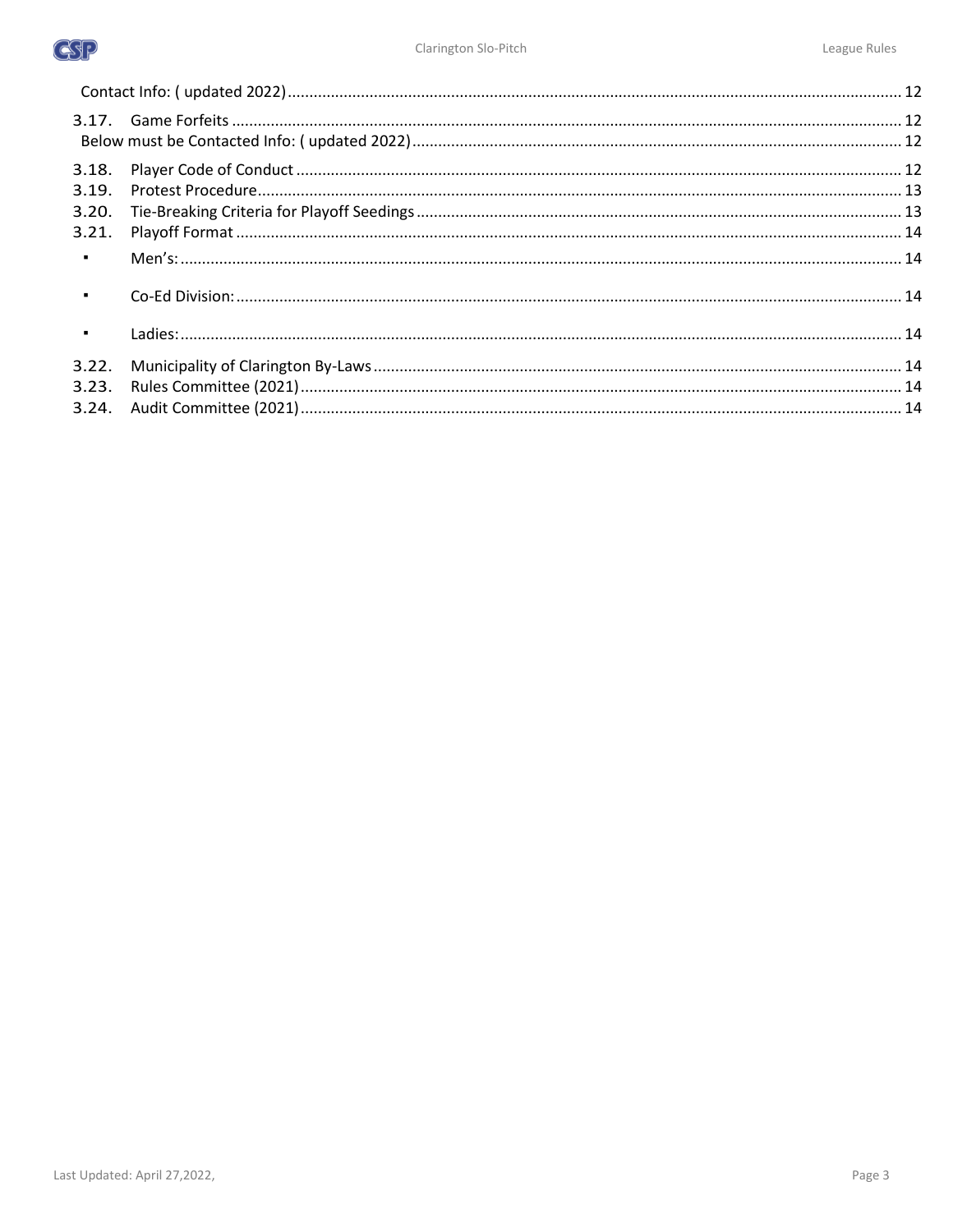Contact Info: ( updated 2022) ..... 12

3.17. Game Forfeits ..... 12

Below must be Contacted Info: ( updated 2022) ..... 12

3.18. Player Code of Conduct ..... 12

3.19. Protest Procedure ..... 13

3.20. Tie-Breaking Criteria for Playoff Seedings ..... 13

3.21. Playoff Format ..... 14

- Men's: ..... 14
- Co-Ed Division: ..... 14
- Ladies: ..... 14

3.22. Municipality of Clarington By-Laws ..... 14

3.23. Rules Committee (2021) ..... 14

3.24. Audit Committee (2021) ..... 14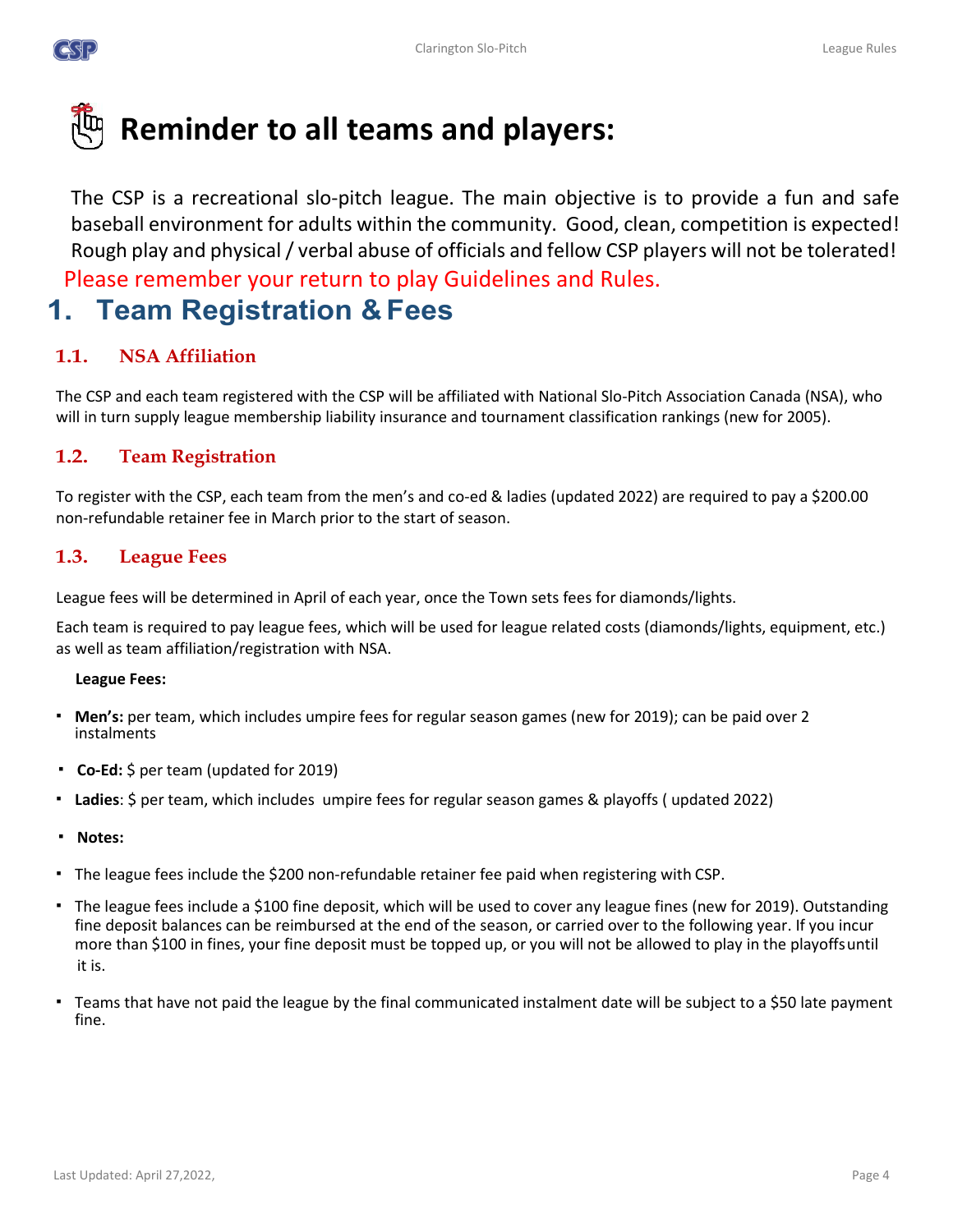# Reminder to all teams and players:

The CSP is a recreational slo-pitch league. The main objective is to provide a fun and safe baseball environment for adults within the community. Good, clean, competition is expected! Rough play and physical / verbal abuse of officials and fellow CSP players will not be tolerated!

Please remember your return to play Guidelines and Rules.

# 1. Team Registration & Fees

## 1.1. NSA Affiliation

The CSP and each team registered with the CSP will be affiliated with National Slo-Pitch Association Canada (NSA), who will in turn supply league membership liability insurance and tournament classification rankings (new for 2005).

## 1.2. Team Registration

To register with the CSP, each team from the men's and co-ed & ladies (updated 2022) are required to pay a $200.00 non-refundable retainer fee in March prior to the start of season.

## 1.3. League Fees

League fees will be determined in April of each year, once the Town sets fees for diamonds/lights.

Each team is required to pay league fees, which will be used for league related costs (diamonds/lights, equipment, etc.) as well as team affiliation/registration with NSA.

**League Fees:**

- **Men's:** per team, which includes umpire fees for regular season games (new for 2019); can be paid over 2 instalments
- **Co-Ed:** $ per team (updated for 2019)
- **Ladies**: $ per team, which includes umpire fees for regular season games & playoffs ( updated 2022)
- **Notes:**
- The league fees include the $200 non-refundable retainer fee paid when registering with CSP.
- The league fees include a $100 fine deposit, which will be used to cover any league fines (new for 2019). Outstanding fine deposit balances can be reimbursed at the end of the season, or carried over to the following year. If you incur more than $100 in fines, your fine deposit must be topped up, or you will not be allowed to play in the playoffs until it is.
- Teams that have not paid the league by the final communicated instalment date will be subject to a $50 late payment fine.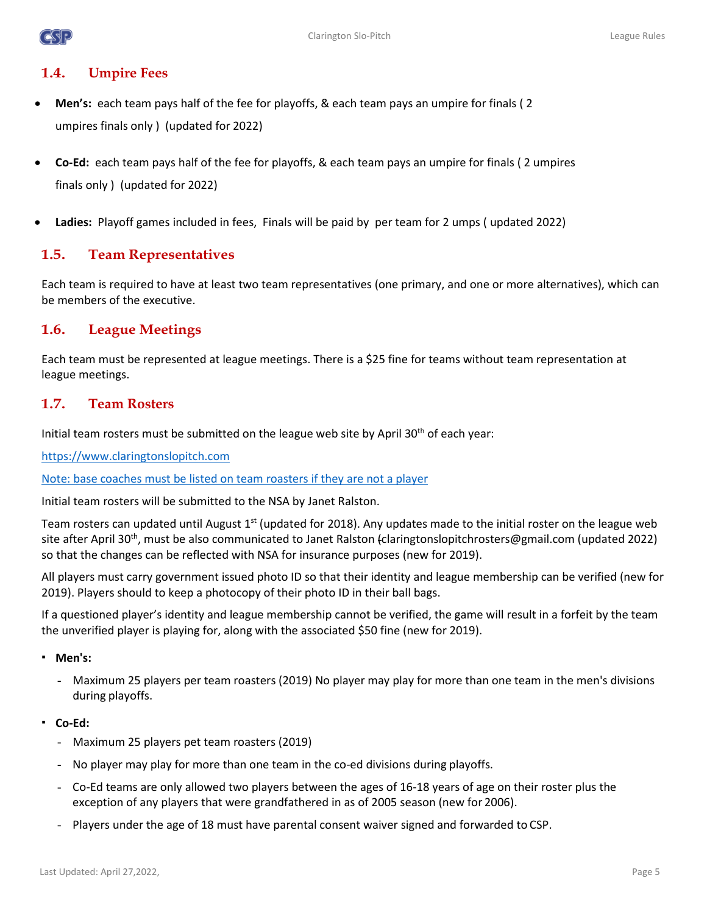## 1.4. Umpire Fees

- **Men's:** each team pays half of the fee for playoffs, & each team pays an umpire for finals ( 2 umpires finals only ) (updated for 2022)
- **Co-Ed:** each team pays half of the fee for playoffs, & each team pays an umpire for finals ( 2 umpires finals only ) (updated for 2022)
- **Ladies:** Playoff games included in fees, Finals will be paid by per team for 2 umps ( updated 2022)

## 1.5. Team Representatives

Each team is required to have at least two team representatives (one primary, and one or more alternatives), which can be members of the executive.

## 1.6. League Meetings

Each team must be represented at league meetings. There is a $25 fine for teams without team representation at league meetings.

## 1.7. Team Rosters

Initial team rosters must be submitted on the league web site by April 30th of each year:

[https://www.claringtonslopitch.com](https://www.claringtonslopitch.com)

Note: base coaches must be listed on team roasters if they are not a player

Initial team rosters will be submitted to the NSA by Janet Ralston.

Team rosters can updated until August 1st (updated for 2018). Any updates made to the initial roster on the league web site after April 30th, must be also communicated to Janet Ralston (claringtonslopitchrosters@gmail.com (updated 2022) so that the changes can be reflected with NSA for insurance purposes (new for 2019).

All players must carry government issued photo ID so that their identity and league membership can be verified (new for 2019). Players should to keep a photocopy of their photo ID in their ball bags.

If a questioned player's identity and league membership cannot be verified, the game will result in a forfeit by the team the unverified player is playing for, along with the associated $50 fine (new for 2019).

- **Men's:**
  - Maximum 25 players per team roasters (2019) No player may play for more than one team in the men's divisions during playoffs.
- **Co-Ed:**
  - Maximum 25 players pet team roasters (2019)
  - No player may play for more than one team in the co-ed divisions during playoffs.
  - Co-Ed teams are only allowed two players between the ages of 16-18 years of age on their roster plus the exception of any players that were grandfathered in as of 2005 season (new for 2006).
  - Players under the age of 18 must have parental consent waiver signed and forwarded to CSP.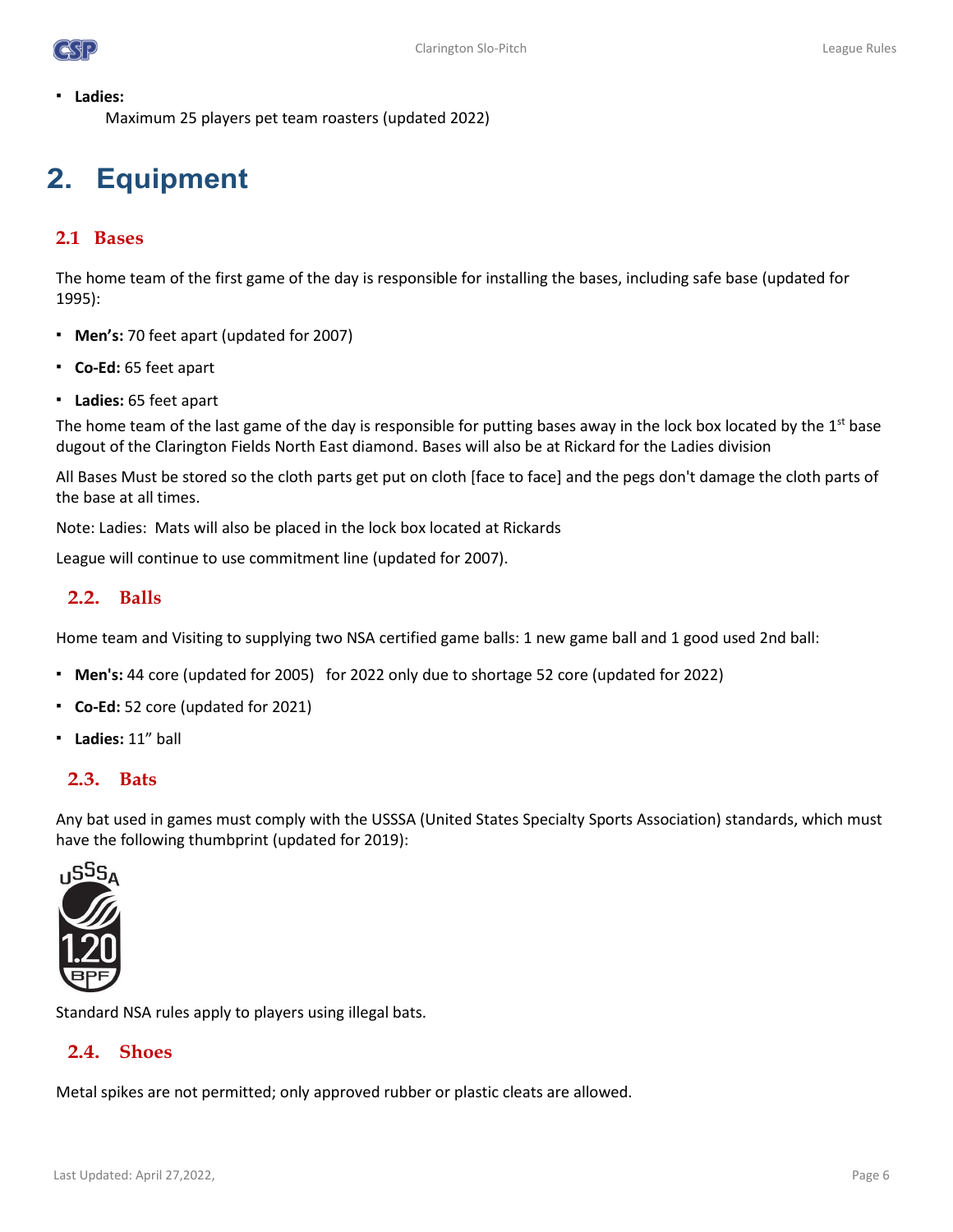- **Ladies:**
  Maximum 25 players pet team roasters (updated 2022)

# 2. Equipment

## 2.1 Bases

The home team of the first game of the day is responsible for installing the bases, including safe base (updated for 1995):

- **Men's:** 70 feet apart (updated for 2007)
- **Co-Ed:** 65 feet apart
- **Ladies:** 65 feet apart

The home team of the last game of the day is responsible for putting bases away in the lock box located by the 1st base dugout of the Clarington Fields North East diamond. Bases will also be at Rickard for the Ladies division

All Bases Must be stored so the cloth parts get put on cloth [face to face] and the pegs don't damage the cloth parts of the base at all times.

Note: Ladies: Mats will also be placed in the lock box located at Rickards

League will continue to use commitment line (updated for 2007).

## 2.2. Balls

Home team and Visiting to supplying two NSA certified game balls: 1 new game ball and 1 good used 2nd ball:

- **Men's:** 44 core (updated for 2005) for 2022 only due to shortage 52 core (updated for 2022)
- **Co-Ed:** 52 core (updated for 2021)
- **Ladies:** 11" ball

## 2.3. Bats

Any bat used in games must comply with the USSSA (United States Specialty Sports Association) standards, which must have the following thumbprint (updated for 2019):

USSSA 1.20 BPF

Standard NSA rules apply to players using illegal bats.

## 2.4. Shoes

Metal spikes are not permitted; only approved rubber or plastic cleats are allowed.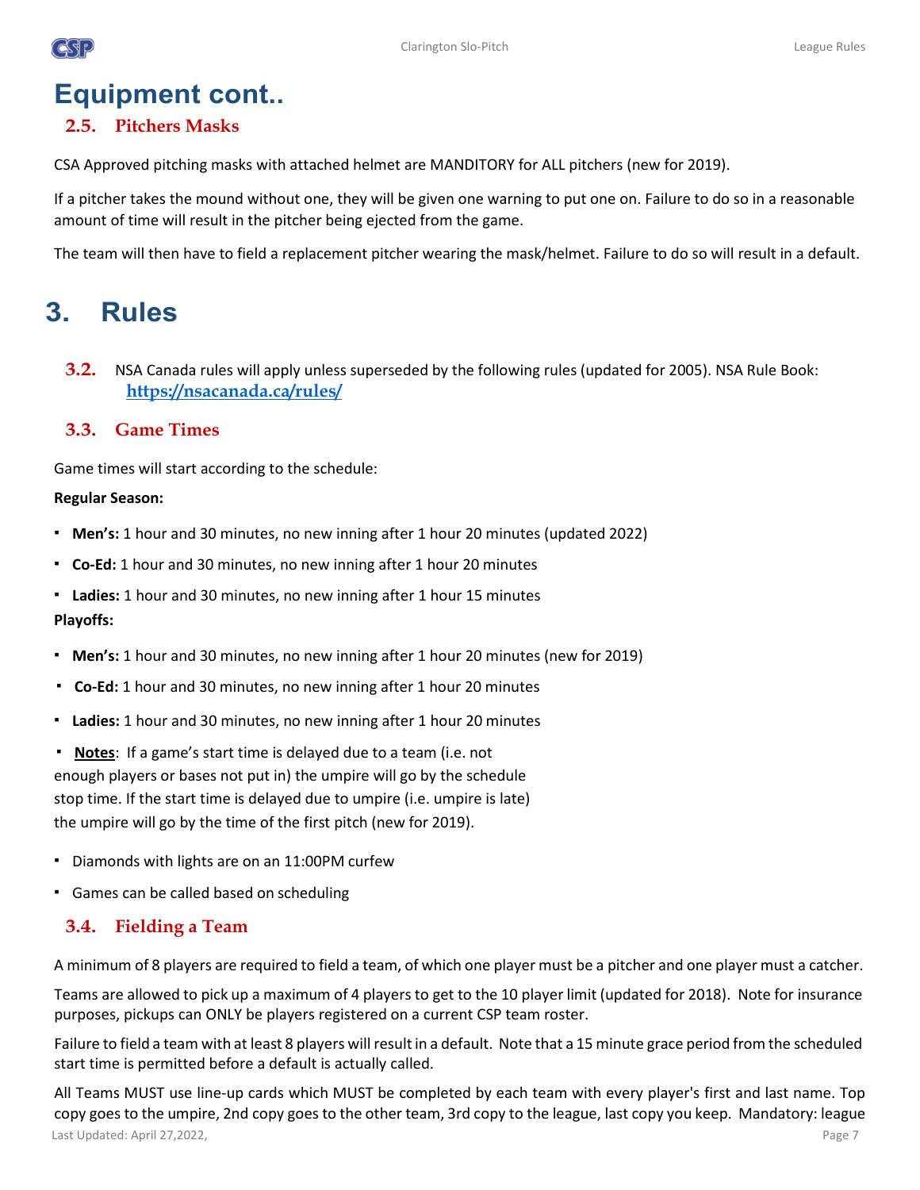# Equipment cont..

## 2.5. Pitchers Masks

CSA Approved pitching masks with attached helmet are MANDITORY for ALL pitchers (new for 2019).

If a pitcher takes the mound without one, they will be given one warning to put one on. Failure to do so in a reasonable amount of time will result in the pitcher being ejected from the game.

The team will then have to field a replacement pitcher wearing the mask/helmet. Failure to do so will result in a default.

# 3. Rules

**3.2.** NSA Canada rules will apply unless superseded by the following rules (updated for 2005). NSA Rule Book: [https://nsacanada.ca/rules/](https://nsacanada.ca/rules/)

## 3.3. Game Times

Game times will start according to the schedule:

**Regular Season:**

- **Men's:** 1 hour and 30 minutes, no new inning after 1 hour 20 minutes (updated 2022)
- **Co-Ed:** 1 hour and 30 minutes, no new inning after 1 hour 20 minutes
- **Ladies:** 1 hour and 30 minutes, no new inning after 1 hour 15 minutes

**Playoffs:**

- **Men's:** 1 hour and 30 minutes, no new inning after 1 hour 20 minutes (new for 2019)
- **Co-Ed:** 1 hour and 30 minutes, no new inning after 1 hour 20 minutes
- **Ladies:** 1 hour and 30 minutes, no new inning after 1 hour 20 minutes
- **<u>Notes</u>**: If a game's start time is delayed due to a team (i.e. not enough players or bases not put in) the umpire will go by the schedule stop time. If the start time is delayed due to umpire (i.e. umpire is late) the umpire will go by the time of the first pitch (new for 2019).
- Diamonds with lights are on an 11:00PM curfew
- Games can be called based on scheduling

## 3.4. Fielding a Team

A minimum of 8 players are required to field a team, of which one player must be a pitcher and one player must a catcher.

Teams are allowed to pick up a maximum of 4 players to get to the 10 player limit (updated for 2018). Note for insurance purposes, pickups can ONLY be players registered on a current CSP team roster.

Failure to field a team with at least 8 players will result in a default. Note that a 15 minute grace period from the scheduled start time is permitted before a default is actually called.

All Teams MUST use line-up cards which MUST be completed by each team with every player's first and last name. Top copy goes to the umpire, 2nd copy goes to the other team, 3rd copy to the league, last copy you keep. Mandatory: league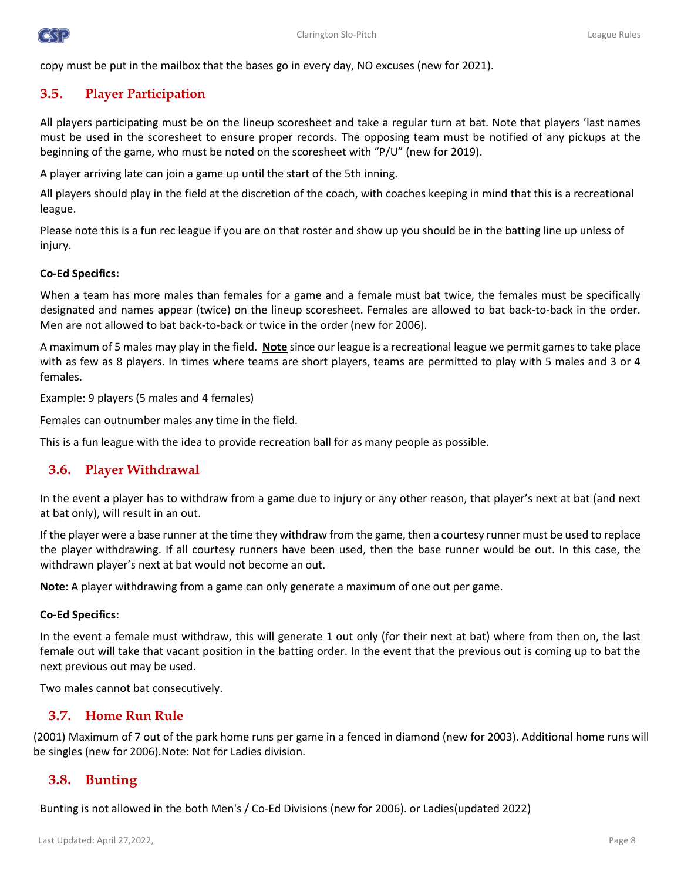copy must be put in the mailbox that the bases go in every day, NO excuses (new for 2021).

## 3.5. Player Participation

All players participating must be on the lineup scoresheet and take a regular turn at bat. Note that players 'last names must be used in the scoresheet to ensure proper records. The opposing team must be notified of any pickups at the beginning of the game, who must be noted on the scoresheet with "P/U" (new for 2019).

A player arriving late can join a game up until the start of the 5th inning.

All players should play in the field at the discretion of the coach, with coaches keeping in mind that this is a recreational league.

Please note this is a fun rec league if you are on that roster and show up you should be in the batting line up unless of injury.

**Co-Ed Specifics:**

When a team has more males than females for a game and a female must bat twice, the females must be specifically designated and names appear (twice) on the lineup scoresheet. Females are allowed to bat back-to-back in the order. Men are not allowed to bat back-to-back or twice in the order (new for 2006).

A maximum of 5 males may play in the field. **<u>Note</u>** since our league is a recreational league we permit games to take place with as few as 8 players. In times where teams are short players, teams are permitted to play with 5 males and 3 or 4 females.

Example: 9 players (5 males and 4 females)

Females can outnumber males any time in the field.

This is a fun league with the idea to provide recreation ball for as many people as possible.

## 3.6. Player Withdrawal

In the event a player has to withdraw from a game due to injury or any other reason, that player's next at bat (and next at bat only), will result in an out.

If the player were a base runner at the time they withdraw from the game, then a courtesy runner must be used to replace the player withdrawing. If all courtesy runners have been used, then the base runner would be out. In this case, the withdrawn player's next at bat would not become an out.

**Note:** A player withdrawing from a game can only generate a maximum of one out per game.

**Co-Ed Specifics:**

In the event a female must withdraw, this will generate 1 out only (for their next at bat) where from then on, the last female out will take that vacant position in the batting order. In the event that the previous out is coming up to bat the next previous out may be used.

Two males cannot bat consecutively.

## 3.7. Home Run Rule

(2001) Maximum of 7 out of the park home runs per game in a fenced in diamond (new for 2003). Additional home runs will be singles (new for 2006).Note: Not for Ladies division.

## 3.8. Bunting

Bunting is not allowed in the both Men's / Co-Ed Divisions (new for 2006). or Ladies(updated 2022)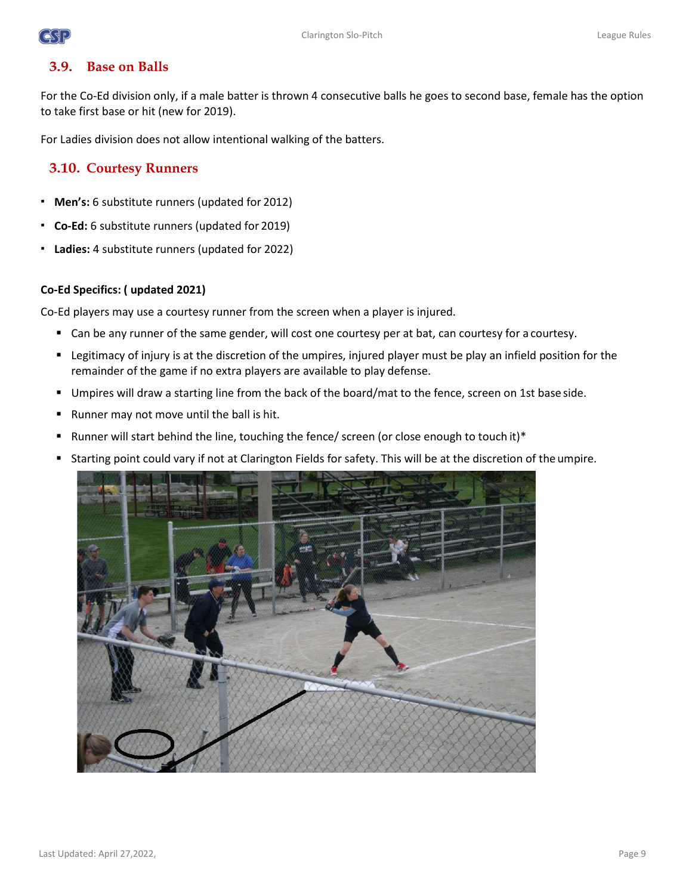## 3.9. Base on Balls

For the Co-Ed division only, if a male batter is thrown 4 consecutive balls he goes to second base, female has the option to take first base or hit (new for 2019).

For Ladies division does not allow intentional walking of the batters.

## 3.10. Courtesy Runners

- **Men's:** 6 substitute runners (updated for 2012)
- **Co-Ed:** 6 substitute runners (updated for 2019)
- **Ladies:** 4 substitute runners (updated for 2022)

**Co-Ed Specifics: ( updated 2021)**

Co-Ed players may use a courtesy runner from the screen when a player is injured.

- Can be any runner of the same gender, will cost one courtesy per at bat, can courtesy for a courtesy.
- Legitimacy of injury is at the discretion of the umpires, injured player must be play an infield position for the remainder of the game if no extra players are available to play defense.
- Umpires will draw a starting line from the back of the board/mat to the fence, screen on 1st base side.
- Runner may not move until the ball is hit.
- Runner will start behind the line, touching the fence/ screen (or close enough to touch it)*
- Starting point could vary if not at Clarington Fields for safety. This will be at the discretion of the umpire.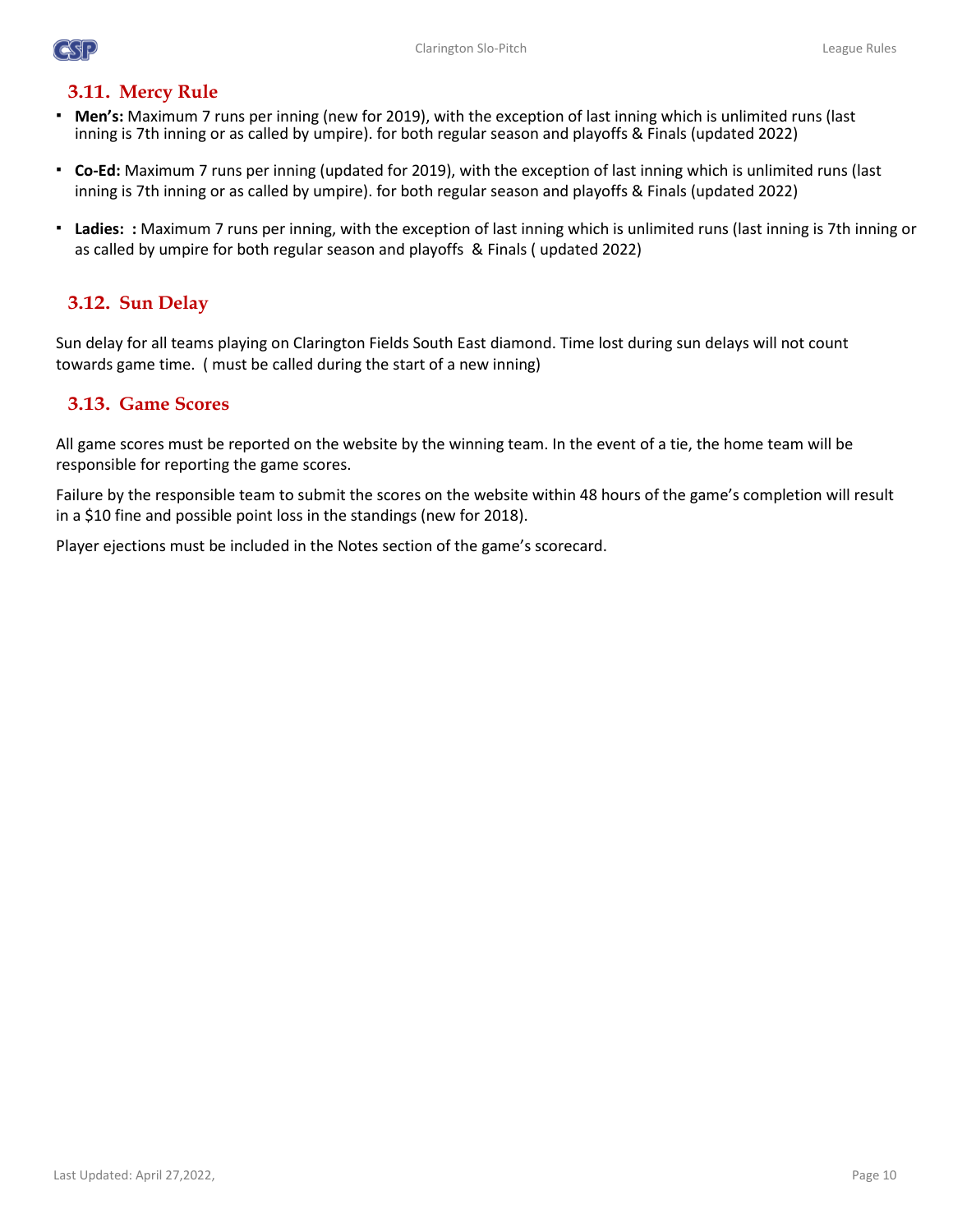## 3.11. Mercy Rule

- **Men's:** Maximum 7 runs per inning (new for 2019), with the exception of last inning which is unlimited runs (last inning is 7th inning or as called by umpire). for both regular season and playoffs & Finals (updated 2022)
- **Co-Ed:** Maximum 7 runs per inning (updated for 2019), with the exception of last inning which is unlimited runs (last inning is 7th inning or as called by umpire). for both regular season and playoffs & Finals (updated 2022)
- **Ladies: :** Maximum 7 runs per inning, with the exception of last inning which is unlimited runs (last inning is 7th inning or as called by umpire for both regular season and playoffs & Finals ( updated 2022)

## 3.12. Sun Delay

Sun delay for all teams playing on Clarington Fields South East diamond. Time lost during sun delays will not count towards game time. ( must be called during the start of a new inning)

## 3.13. Game Scores

All game scores must be reported on the website by the winning team. In the event of a tie, the home team will be responsible for reporting the game scores.

Failure by the responsible team to submit the scores on the website within 48 hours of the game's completion will result in a $10 fine and possible point loss in the standings (new for 2018).

Player ejections must be included in the Notes section of the game's scorecard.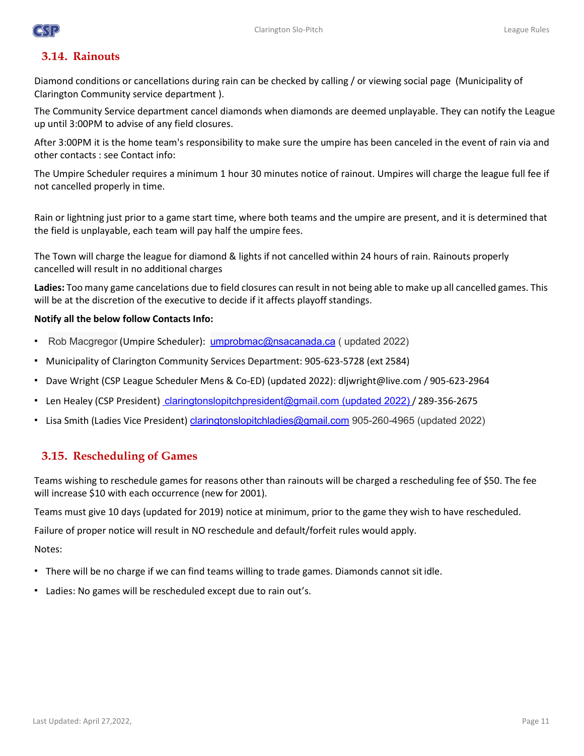## 3.14. Rainouts

Diamond conditions or cancellations during rain can be checked by calling / or viewing social page (Municipality of Clarington Community service department ).

The Community Service department cancel diamonds when diamonds are deemed unplayable. They can notify the League up until 3:00PM to advise of any field closures.

After 3:00PM it is the home team's responsibility to make sure the umpire has been canceled in the event of rain via and other contacts : see Contact info:

The Umpire Scheduler requires a minimum 1 hour 30 minutes notice of rainout. Umpires will charge the league full fee if not cancelled properly in time.

Rain or lightning just prior to a game start time, where both teams and the umpire are present, and it is determined that the field is unplayable, each team will pay half the umpire fees.

The Town will charge the league for diamond & lights if not cancelled within 24 hours of rain. Rainouts properly cancelled will result in no additional charges

**Ladies:** Too many game cancelations due to field closures can result in not being able to make up all cancelled games. This will be at the discretion of the executive to decide if it affects playoff standings.

**Notify all the below follow Contacts Info:**

- Rob Macgregor (Umpire Scheduler): umprobmac@nsacanada.ca ( updated 2022)
- Municipality of Clarington Community Services Department: 905-623-5728 (ext 2584)
- Dave Wright (CSP League Scheduler Mens & Co-ED) (updated 2022): dljwright@live.com / 905-623-2964
- Len Healey (CSP President) claringtonslopitchpresident@gmail.com (updated 2022) / 289-356-2675
- Lisa Smith (Ladies Vice President) claringtonslopitchladies@gmail.com 905-260-4965 (updated 2022)

## 3.15. Rescheduling of Games

Teams wishing to reschedule games for reasons other than rainouts will be charged a rescheduling fee of $50. The fee will increase $10 with each occurrence (new for 2001).

Teams must give 10 days (updated for 2019) notice at minimum, prior to the game they wish to have rescheduled.

Failure of proper notice will result in NO reschedule and default/forfeit rules would apply.

Notes:

- There will be no charge if we can find teams willing to trade games. Diamonds cannot sit idle.
- Ladies: No games will be rescheduled except due to rain out's.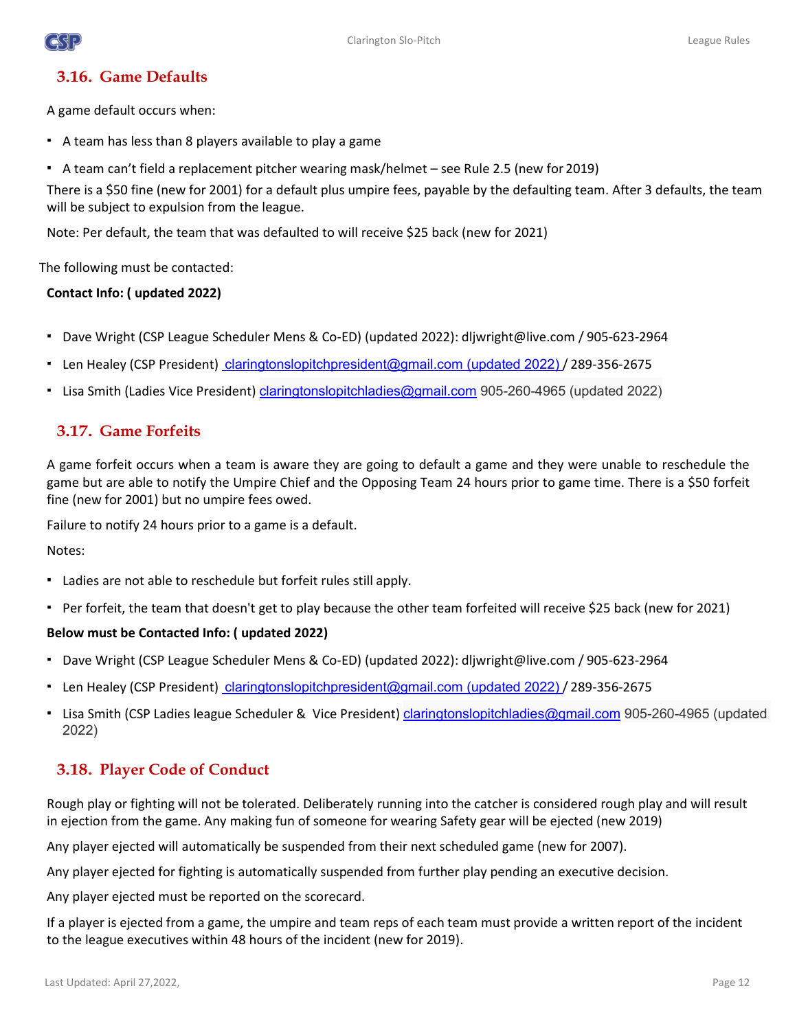## 3.16. Game Defaults

A game default occurs when:

- A team has less than 8 players available to play a game
- A team can't field a replacement pitcher wearing mask/helmet – see Rule 2.5 (new for 2019)

There is a $50 fine (new for 2001) for a default plus umpire fees, payable by the defaulting team. After 3 defaults, the team will be subject to expulsion from the league.

Note: Per default, the team that was defaulted to will receive $25 back (new for 2021)

The following must be contacted:

**Contact Info: ( updated 2022)**

- Dave Wright (CSP League Scheduler Mens & Co-ED) (updated 2022): dljwright@live.com / 905-623-2964
- Len Healey (CSP President) claringtonslopitchpresident@gmail.com (updated 2022) / 289-356-2675
- Lisa Smith (Ladies Vice President) claringtonslopitchladies@gmail.com 905-260-4965 (updated 2022)

## 3.17. Game Forfeits

A game forfeit occurs when a team is aware they are going to default a game and they were unable to reschedule the game but are able to notify the Umpire Chief and the Opposing Team 24 hours prior to game time. There is a $50 forfeit fine (new for 2001) but no umpire fees owed.

Failure to notify 24 hours prior to a game is a default.

Notes:

- Ladies are not able to reschedule but forfeit rules still apply.
- Per forfeit, the team that doesn't get to play because the other team forfeited will receive $25 back (new for 2021)

**Below must be Contacted Info: ( updated 2022)**

- Dave Wright (CSP League Scheduler Mens & Co-ED) (updated 2022): dljwright@live.com / 905-623-2964
- Len Healey (CSP President) claringtonslopitchpresident@gmail.com (updated 2022) / 289-356-2675
- Lisa Smith (CSP Ladies league Scheduler & Vice President) claringtonslopitchladies@gmail.com 905-260-4965 (updated 2022)

## 3.18. Player Code of Conduct

Rough play or fighting will not be tolerated. Deliberately running into the catcher is considered rough play and will result in ejection from the game. Any making fun of someone for wearing Safety gear will be ejected (new 2019)

Any player ejected will automatically be suspended from their next scheduled game (new for 2007).

Any player ejected for fighting is automatically suspended from further play pending an executive decision.

Any player ejected must be reported on the scorecard.

If a player is ejected from a game, the umpire and team reps of each team must provide a written report of the incident to the league executives within 48 hours of the incident (new for 2019).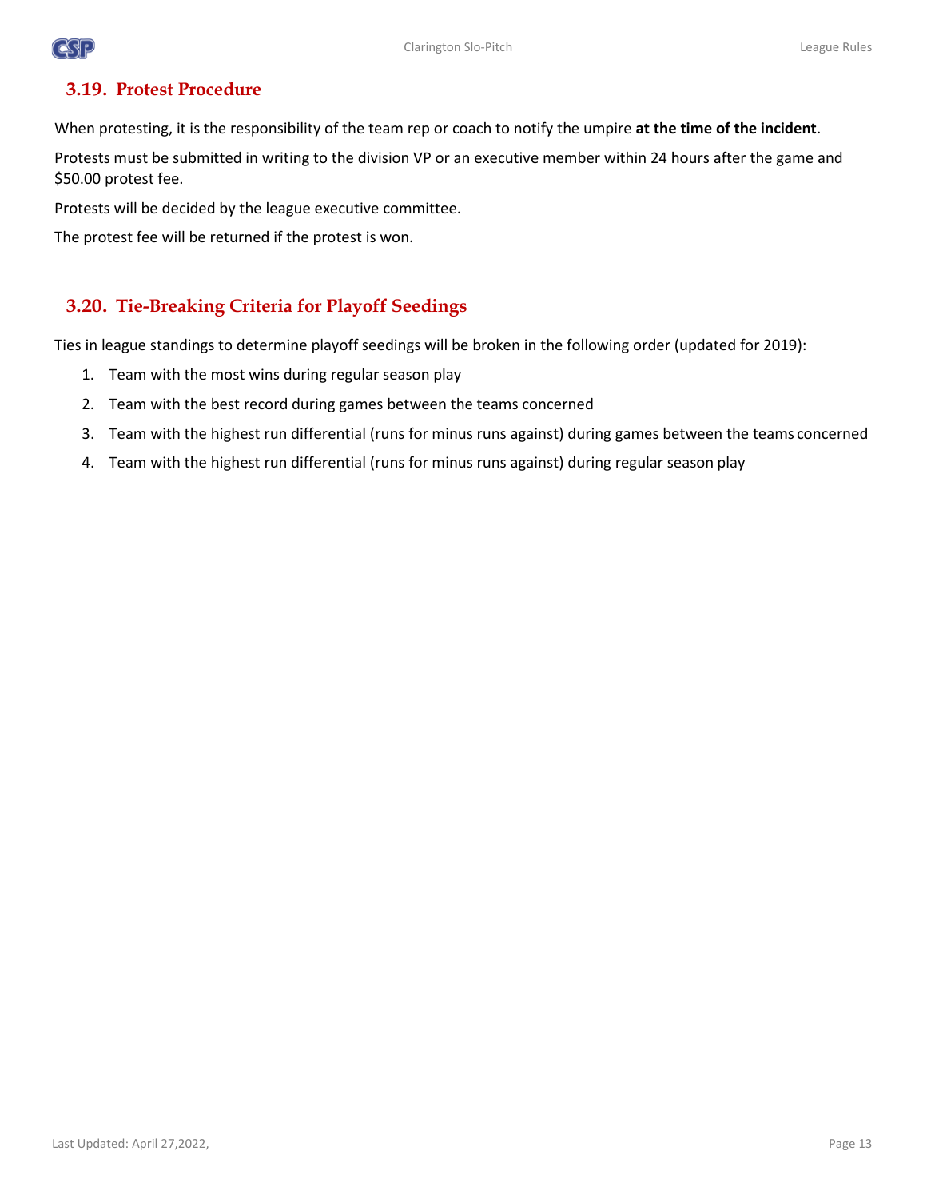## 3.19. Protest Procedure

When protesting, it is the responsibility of the team rep or coach to notify the umpire **at the time of the incident**.

Protests must be submitted in writing to the division VP or an executive member within 24 hours after the game and $50.00 protest fee.

Protests will be decided by the league executive committee.

The protest fee will be returned if the protest is won.

## 3.20. Tie-Breaking Criteria for Playoff Seedings

Ties in league standings to determine playoff seedings will be broken in the following order (updated for 2019):

1. Team with the most wins during regular season play
2. Team with the best record during games between the teams concerned
3. Team with the highest run differential (runs for minus runs against) during games between the teams concerned
4. Team with the highest run differential (runs for minus runs against) during regular season play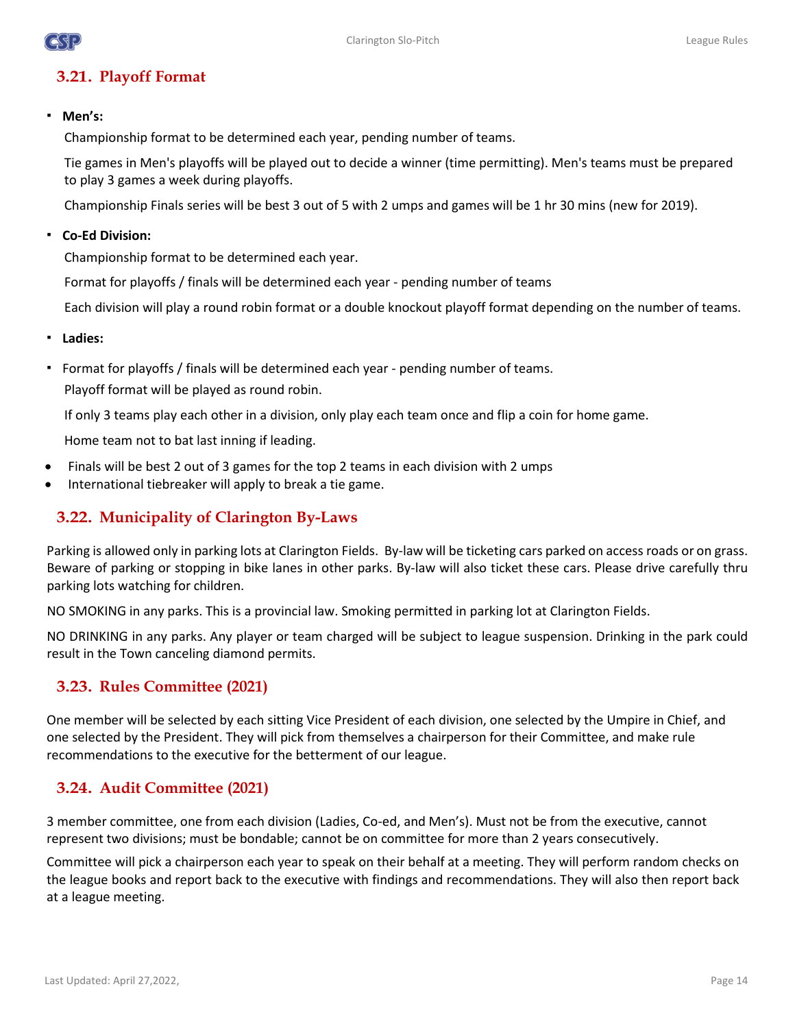## 3.21. Playoff Format

- **Men's:**

  Championship format to be determined each year, pending number of teams.

  Tie games in Men's playoffs will be played out to decide a winner (time permitting). Men's teams must be prepared to play 3 games a week during playoffs.

  Championship Finals series will be best 3 out of 5 with 2 umps and games will be 1 hr 30 mins (new for 2019).

- **Co-Ed Division:**

  Championship format to be determined each year.

  Format for playoffs / finals will be determined each year - pending number of teams

  Each division will play a round robin format or a double knockout playoff format depending on the number of teams.

- **Ladies:**

- Format for playoffs / finals will be determined each year - pending number of teams.

  Playoff format will be played as round robin.

  If only 3 teams play each other in a division, only play each team once and flip a coin for home game.

  Home team not to bat last inning if leading.

- Finals will be best 2 out of 3 games for the top 2 teams in each division with 2 umps
- International tiebreaker will apply to break a tie game.

## 3.22. Municipality of Clarington By-Laws

Parking is allowed only in parking lots at Clarington Fields. By-law will be ticketing cars parked on access roads or on grass. Beware of parking or stopping in bike lanes in other parks. By-law will also ticket these cars. Please drive carefully thru parking lots watching for children.

NO SMOKING in any parks. This is a provincial law. Smoking permitted in parking lot at Clarington Fields.

NO DRINKING in any parks. Any player or team charged will be subject to league suspension. Drinking in the park could result in the Town canceling diamond permits.

## 3.23. Rules Committee (2021)

One member will be selected by each sitting Vice President of each division, one selected by the Umpire in Chief, and one selected by the President. They will pick from themselves a chairperson for their Committee, and make rule recommendations to the executive for the betterment of our league.

## 3.24. Audit Committee (2021)

3 member committee, one from each division (Ladies, Co-ed, and Men's). Must not be from the executive, cannot represent two divisions; must be bondable; cannot be on committee for more than 2 years consecutively.

Committee will pick a chairperson each year to speak on their behalf at a meeting. They will perform random checks on the league books and report back to the executive with findings and recommendations. They will also then report back at a league meeting.